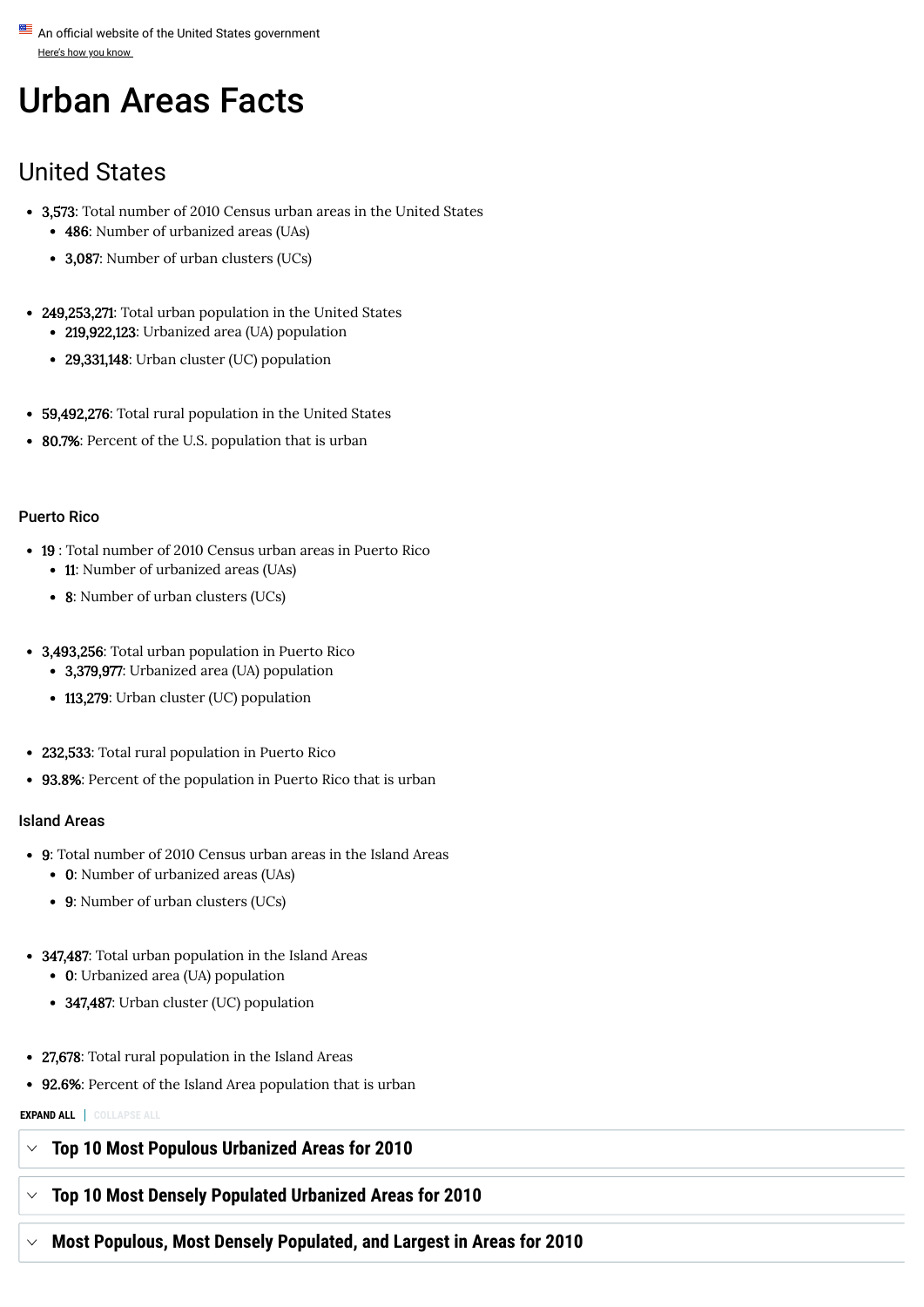An official website of the United States government
Here's how you know

# Urban Areas Facts

## United States

- **3,573**: Total number of 2010 Census urban areas in the United States
  - **486**: Number of urbanized areas (UAs)
  - **3,087**: Number of urban clusters (UCs)

- **249,253,271**: Total urban population in the United States
  - **219,922,123**: Urbanized area (UA) population
  - **29,331,148**: Urban cluster (UC) population

- **59,492,276**: Total rural population in the United States
- **80.7%**: Percent of the U.S. population that is urban

### Puerto Rico

- **19** : Total number of 2010 Census urban areas in Puerto Rico
  - **11**: Number of urbanized areas (UAs)
  - **8**: Number of urban clusters (UCs)

- **3,493,256**: Total urban population in Puerto Rico
  - **3,379,977**: Urbanized area (UA) population
  - **113,279**: Urban cluster (UC) population

- **232,533**: Total rural population in Puerto Rico
- **93.8%**: Percent of the population in Puerto Rico that is urban

### Island Areas

- **9**: Total number of 2010 Census urban areas in the Island Areas
  - **0**: Number of urbanized areas (UAs)
  - **9**: Number of urban clusters (UCs)

- **347,487**: Total urban population in the Island Areas
  - **0**: Urbanized area (UA) population
  - **347,487**: Urban cluster (UC) population

- **27,678**: Total rural population in the Island Areas
- **92.6%**: Percent of the Island Area population that is urban

EXPAND ALL | COLLAPSE ALL

**Top 10 Most Populous Urbanized Areas for 2010**

**Top 10 Most Densely Populated Urbanized Areas for 2010**

**Most Populous, Most Densely Populated, and Largest in Areas for 2010**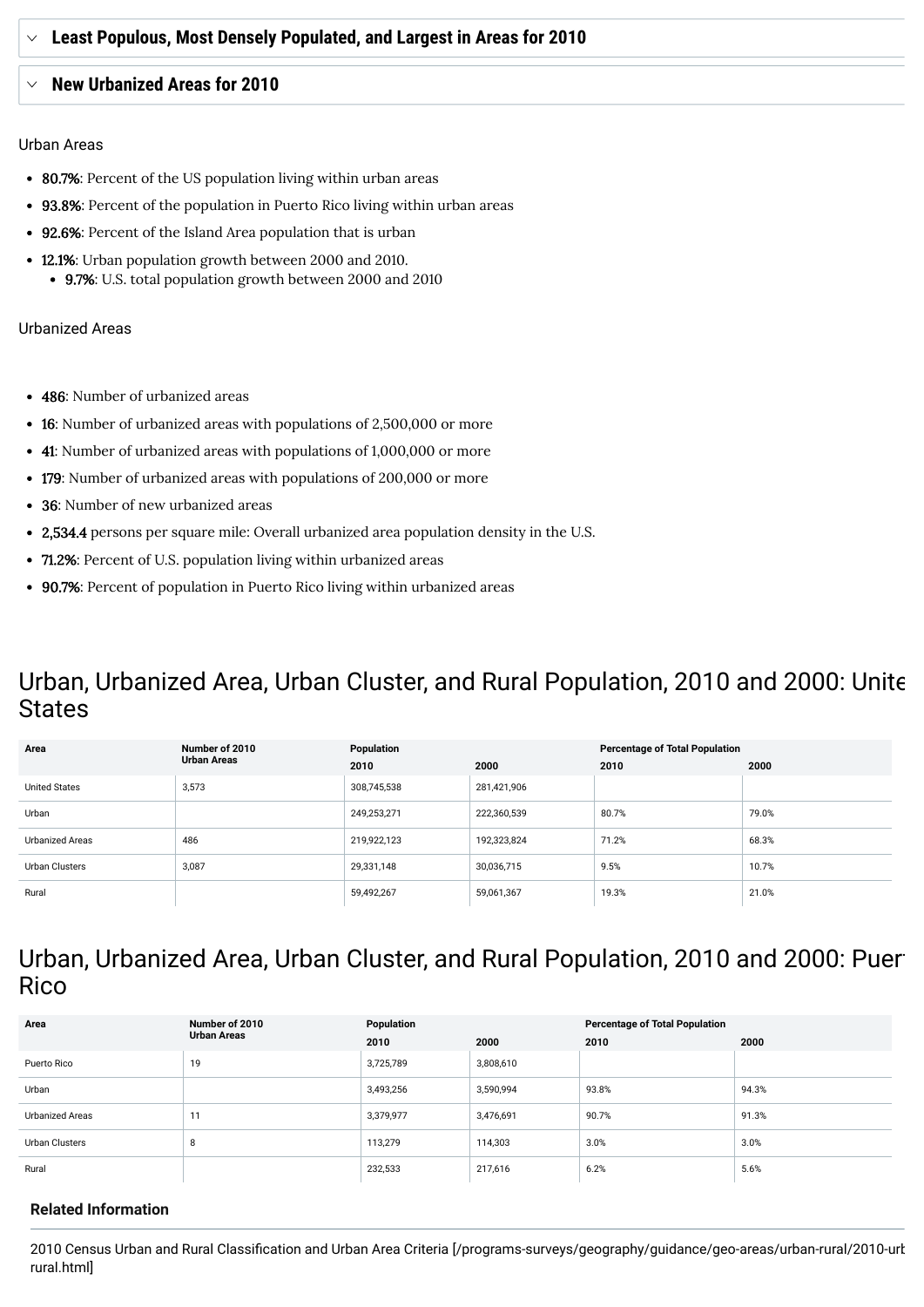## Least Populous, Most Densely Populated, and Largest in Areas for 2010

## New Urbanized Areas for 2010

Urban Areas

- **80.7%**: Percent of the US population living within urban areas
- **93.8%**: Percent of the population in Puerto Rico living within urban areas
- **92.6%**: Percent of the Island Area population that is urban
- **12.1%**: Urban population growth between 2000 and 2010.
  - **9.7%**: U.S. total population growth between 2000 and 2010

Urbanized Areas

- **486**: Number of urbanized areas
- **16**: Number of urbanized areas with populations of 2,500,000 or more
- **41**: Number of urbanized areas with populations of 1,000,000 or more
- **179**: Number of urbanized areas with populations of 200,000 or more
- **36**: Number of new urbanized areas
- **2,534.4** persons per square mile: Overall urbanized area population density in the U.S.
- **71.2%**: Percent of U.S. population living within urbanized areas
- **90.7%**: Percent of population in Puerto Rico living within urbanized areas

# Urban, Urbanized Area, Urban Cluster, and Rural Population, 2010 and 2000: United States

| Area | Number of 2010 Urban Areas | Population | | Percentage of Total Population | |
|---|---|---|---|---|---|
| | | 2010 | 2000 | 2010 | 2000 |
| United States | 3,573 | 308,745,538 | 281,421,906 | | |
| Urban | | 249,253,271 | 222,360,539 | 80.7% | 79.0% |
| Urbanized Areas | 486 | 219,922,123 | 192,323,824 | 71.2% | 68.3% |
| Urban Clusters | 3,087 | 29,331,148 | 30,036,715 | 9.5% | 10.7% |
| Rural | | 59,492,267 | 59,061,367 | 19.3% | 21.0% |

# Urban, Urbanized Area, Urban Cluster, and Rural Population, 2010 and 2000: Puerto Rico

| Area | Number of 2010 Urban Areas | Population | | Percentage of Total Population | |
|---|---|---|---|---|---|
| | | 2010 | 2000 | 2010 | 2000 |
| Puerto Rico | 19 | 3,725,789 | 3,808,610 | | |
| Urban | | 3,493,256 | 3,590,994 | 93.8% | 94.3% |
| Urbanized Areas | 11 | 3,379,977 | 3,476,691 | 90.7% | 91.3% |
| Urban Clusters | 8 | 113,279 | 114,303 | 3.0% | 3.0% |
| Rural | | 232,533 | 217,616 | 6.2% | 5.6% |

### Related Information

2010 Census Urban and Rural Classification and Urban Area Criteria [/programs-surveys/geography/guidance/geo-areas/urban-rural/2010-urban-rural.html]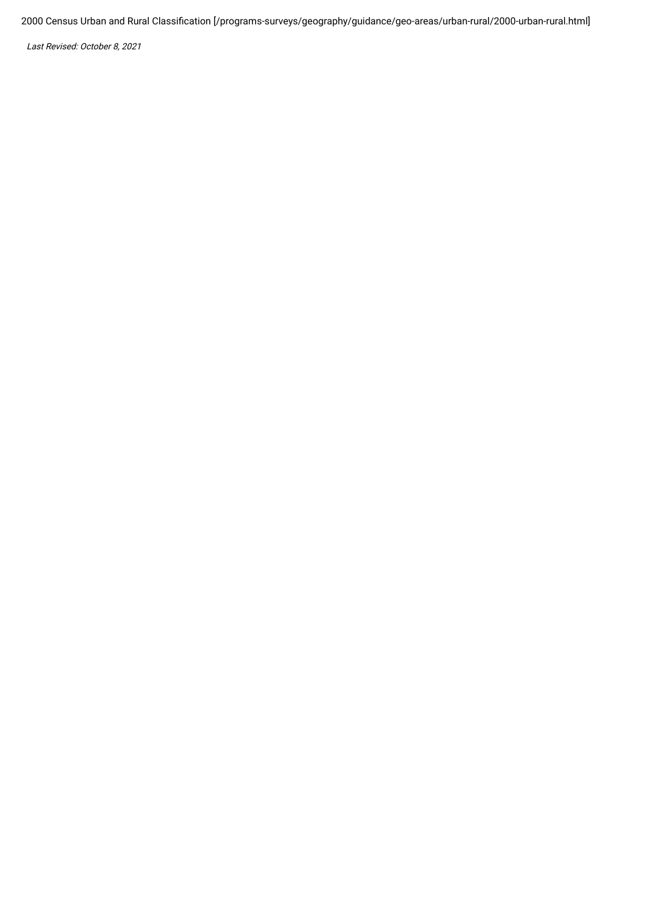2000 Census Urban and Rural Classification [/programs-surveys/geography/guidance/geo-areas/urban-rural/2000-urban-rural.html]

*Last Revised: October 8, 2021*